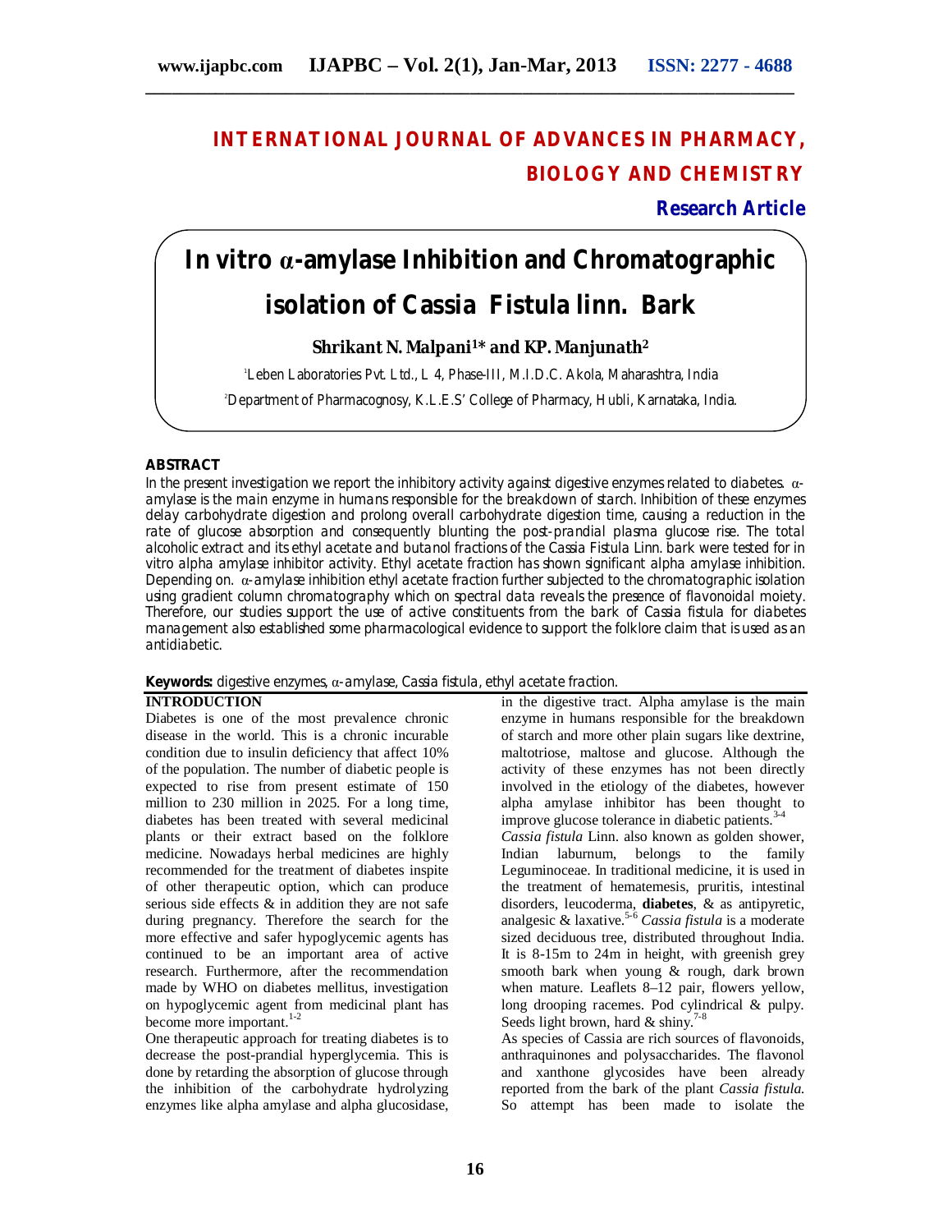# INTERNATIONAL JOURNAL OF ADVANCES IN PHARMACY, BIOLOGY AND CHEMISTRY

**Research Article**

# In vitro α-amylase Inhibition and Chromatographic isolation of Cassia Fistula linn. Bark

**Shrikant N. Malpani[1]* and KP. Manjunath[2]**

[1]Leben Laboratories Pvt. Ltd., L 4, Phase-III, M.I.D.C. Akola, Maharashtra, India

[2]Department of Pharmacognosy, K.L.E.S' College of Pharmacy, Hubli, Karnataka, India.

## ABSTRACT

In the present investigation we report the inhibitory activity against digestive enzymes related to diabetes. α-amylase is the main enzyme in humans responsible for the breakdown of starch. Inhibition of these enzymes delay carbohydrate digestion and prolong overall carbohydrate digestion time, causing a reduction in the rate of glucose absorption and consequently blunting the post-prandial plasma glucose rise. The total alcoholic extract and its ethyl acetate and butanol fractions of the Cassia Fistula Linn. bark were tested for in vitro alpha amylase inhibitor activity. Ethyl acetate fraction has shown significant alpha amylase inhibition. Depending on. α-amylase inhibition ethyl acetate fraction further subjected to the chromatographic isolation using gradient column chromatography which on spectral data reveals the presence of flavonoidal moiety. Therefore, our studies support the use of active constituents from the bark of Cassia fistula for diabetes management also established some pharmacological evidence to support the folklore claim that is used as an antidiabetic.

**Keywords:** digestive enzymes, α-amylase, Cassia fistula, ethyl acetate fraction.

## INTRODUCTION

Diabetes is one of the most prevalence chronic disease in the world. This is a chronic incurable condition due to insulin deficiency that affect 10% of the population. The number of diabetic people is expected to rise from present estimate of 150 million to 230 million in 2025. For a long time, diabetes has been treated with several medicinal plants or their extract based on the folklore medicine. Nowadays herbal medicines are highly recommended for the treatment of diabetes inspite of other therapeutic option, which can produce serious side effects & in addition they are not safe during pregnancy. Therefore the search for the more effective and safer hypoglycemic agents has continued to be an important area of active research. Furthermore, after the recommendation made by WHO on diabetes mellitus, investigation on hypoglycemic agent from medicinal plant has become more important.[1-2]

One therapeutic approach for treating diabetes is to decrease the post-prandial hyperglycemia. This is done by retarding the absorption of glucose through the inhibition of the carbohydrate hydrolyzing enzymes like alpha amylase and alpha glucosidase, in the digestive tract. Alpha amylase is the main enzyme in humans responsible for the breakdown of starch and more other plain sugars like dextrine, maltotriose, maltose and glucose. Although the activity of these enzymes has not been directly involved in the etiology of the diabetes, however alpha amylase inhibitor has been thought to improve glucose tolerance in diabetic patients.[3-4]

*Cassia fistula* Linn. also known as golden shower, Indian laburnum, belongs to the family Leguminoceae. In traditional medicine, it is used in the treatment of hematemesis, pruritis, intestinal disorders, leucoderma, **diabetes**, & as antipyretic, analgesic & laxative.[5-6] *Cassia fistula* is a moderate sized deciduous tree, distributed throughout India. It is 8-15m to 24m in height, with greenish grey smooth bark when young & rough, dark brown when mature. Leaflets 8–12 pair, flowers yellow, long drooping racemes. Pod cylindrical & pulpy. Seeds light brown, hard & shiny.[7-8]

As species of Cassia are rich sources of flavonoids, anthraquinones and polysaccharides. The flavonol and xanthone glycosides have been already reported from the bark of the plant *Cassia fistula.* So attempt has been made to isolate the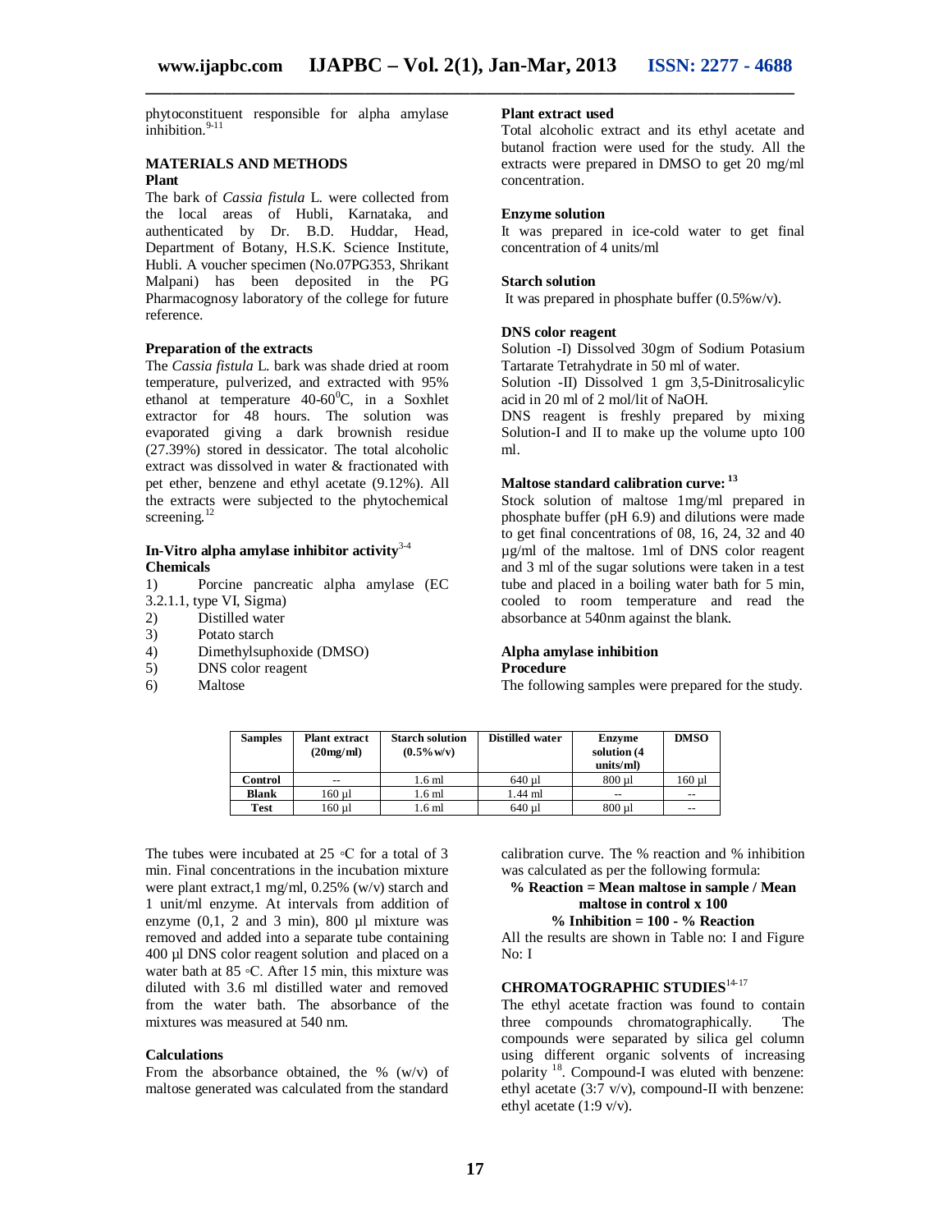phytoconstituent responsible for alpha amylase inhibition.[9-11]

## MATERIALS AND METHODS

### Plant

The bark of *Cassia fistula* L. were collected from the local areas of Hubli, Karnataka, and authenticated by Dr. B.D. Huddar, Head, Department of Botany, H.S.K. Science Institute, Hubli. A voucher specimen (No.07PG353, Shrikant Malpani) has been deposited in the PG Pharmacognosy laboratory of the college for future reference.

### Preparation of the extracts

The *Cassia fistula* L. bark was shade dried at room temperature, pulverized, and extracted with 95% ethanol at temperature 40-60$^0$C, in a Soxhlet extractor for 48 hours. The solution was evaporated giving a dark brownish residue (27.39%) stored in dessicator. The total alcoholic extract was dissolved in water & fractionated with pet ether, benzene and ethyl acetate (9.12%). All the extracts were subjected to the phytochemical screening.[12]

### In-Vitro alpha amylase inhibitor activity[3-4]

**Chemicals**

1) Porcine pancreatic alpha amylase (EC 3.2.1.1, type VI, Sigma)
2) Distilled water
3) Potato starch
4) Dimethylsuphoxide (DMSO)
5) DNS color reagent
6) Maltose

### Plant extract used

Total alcoholic extract and its ethyl acetate and butanol fraction were used for the study. All the extracts were prepared in DMSO to get 20 mg/ml concentration.

### Enzyme solution

It was prepared in ice-cold water to get final concentration of 4 units/ml

### Starch solution

It was prepared in phosphate buffer (0.5%w/v).

### DNS color reagent

Solution -I) Dissolved 30gm of Sodium Potasium Tartarate Tetrahydrate in 50 ml of water.

Solution -II) Dissolved 1 gm 3,5-Dinitrosalicylic acid in 20 ml of 2 mol/lit of NaOH.

DNS reagent is freshly prepared by mixing Solution-I and II to make up the volume upto 100 ml.

### Maltose standard calibration curve:[13]

Stock solution of maltose 1mg/ml prepared in phosphate buffer (pH 6.9) and dilutions were made to get final concentrations of 08, 16, 24, 32 and 40 µg/ml of the maltose. 1ml of DNS color reagent and 3 ml of the sugar solutions were taken in a test tube and placed in a boiling water bath for 5 min, cooled to room temperature and read the absorbance at 540nm against the blank.

### Alpha amylase inhibition

**Procedure**

The following samples were prepared for the study.

| Samples | Plant extract (20mg/ml) | Starch solution (0.5%w/v) | Distilled water | Enzyme solution (4 units/ml) | DMSO |
|---|---|---|---|---|---|
| Control | -- | 1.6 ml | 640 µl | 800 µl | 160 µl |
| Blank | 160 µl | 1.6 ml | 1.44 ml | -- | -- |
| Test | 160 µl | 1.6 ml | 640 µl | 800 µl | -- |

The tubes were incubated at 25 ◦C for a total of 3 min. Final concentrations in the incubation mixture were plant extract,1 mg/ml, 0.25% (w/v) starch and 1 unit/ml enzyme. At intervals from addition of enzyme (0,1, 2 and 3 min), 800 µl mixture was removed and added into a separate tube containing 400 µl DNS color reagent solution and placed on a water bath at 85 ◦C. After 15 min, this mixture was diluted with 3.6 ml distilled water and removed from the water bath. The absorbance of the mixtures was measured at 540 nm.

### Calculations

From the absorbance obtained, the % (w/v) of maltose generated was calculated from the standard calibration curve. The % reaction and % inhibition was calculated as per the following formula:

**% Reaction = Mean maltose in sample / Mean maltose in control x 100**

**% Inhibition = 100 - % Reaction**

All the results are shown in Table no: I and Figure No: I

## CHROMATOGRAPHIC STUDIES[14-17]

The ethyl acetate fraction was found to contain three compounds chromatographically. The compounds were separated by silica gel column using different organic solvents of increasing polarity [18]. Compound-I was eluted with benzene: ethyl acetate (3:7 v/v), compound-II with benzene: ethyl acetate (1:9 v/v).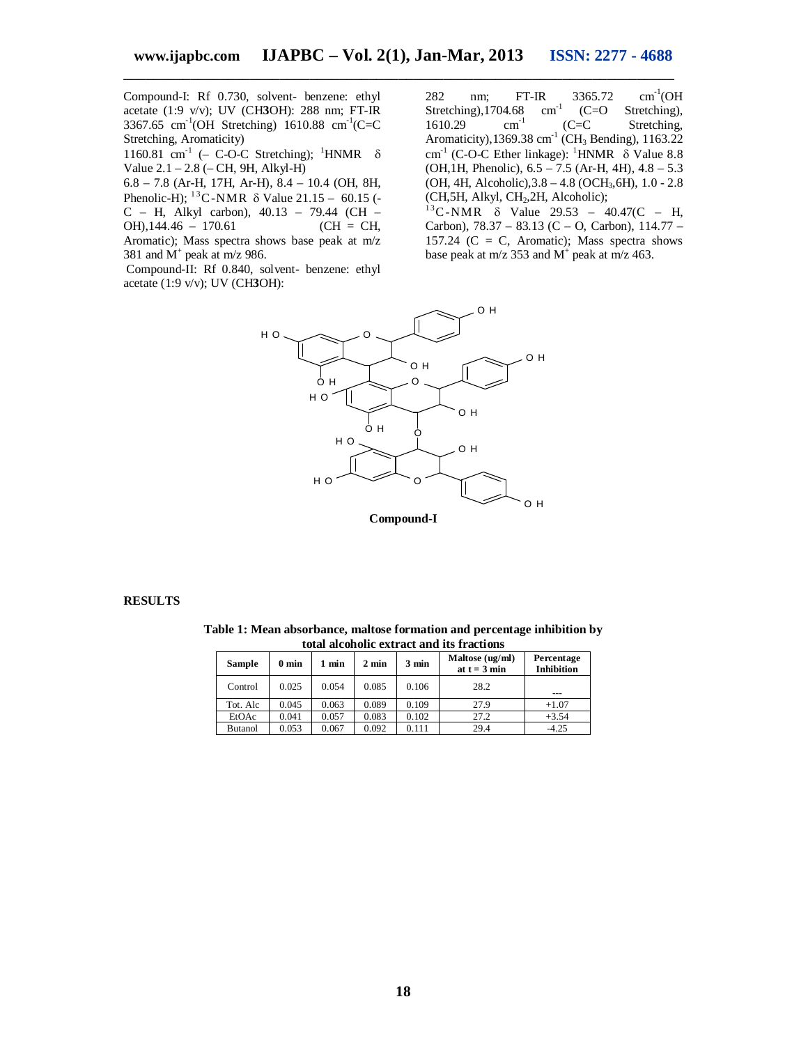Compound-I: Rf 0.730, solvent- benzene: ethyl acetate (1:9 v/v); UV ($CH_3OH$): 288 nm; FT-IR 3367.65 $cm^{-1}$(OH Stretching) 1610.88 $cm^{-1}$(C=C Stretching, Aromaticity) 1160.81 $cm^{-1}$ (– C-O-C Stretching); $^{1}$HNMR δ Value 2.1 – 2.8 (– CH, 9H, Alkyl-H) 6.8 – 7.8 (Ar-H, 17H, Ar-H), 8.4 – 10.4 (OH, 8H, Phenolic-H); $^{13}$C-NMR δ Value 21.15 – 60.15 (-C – H, Alkyl carbon), 40.13 – 79.44 (CH – OH),144.46 – 170.61 (CH = CH, Aromatic); Mass spectra shows base peak at m/z 381 and $M^+$ peak at m/z 986.

Compound-II: Rf 0.840, solvent- benzene: ethyl acetate (1:9 v/v); UV ($CH_3OH$): 282 nm; FT-IR 3365.72 $cm^{-1}$(OH Stretching),1704.68 $cm^{-1}$ (C=O Stretching), 1610.29 $cm^{-1}$ (C=C Stretching, Aromaticity),1369.38 $cm^{-1}$ ($CH_3$ Bending), 1163.22 $cm^{-1}$ (C-O-C Ether linkage): $^{1}$HNMR δ Value 8.8 (OH,1H, Phenolic), 6.5 – 7.5 (Ar-H, 4H), 4.8 – 5.3 (OH, 4H, Alcoholic),3.8 – 4.8 ($OCH_3$,6H), 1.0 - 2.8 (CH,5H, Alkyl, $CH_2$,2H, Alcoholic); $^{13}$C-NMR δ Value 29.53 – 40.47(C – H, Carbon), 78.37 – 83.13 (C – O, Carbon), 114.77 – 157.24 (C = C, Aromatic); Mass spectra shows base peak at m/z 353 and $M^+$ peak at m/z 463.

**Compound-I**

## RESULTS

**Table 1: Mean absorbance, maltose formation and percentage inhibition by total alcoholic extract and its fractions**

| Sample | 0 min | 1 min | 2 min | 3 min | Maltose (ug/ml) at t = 3 min | Percentage Inhibition |
|---|---|---|---|---|---|---|
| Control | 0.025 | 0.054 | 0.085 | 0.106 | 28.2 | --- |
| Tot. Alc | 0.045 | 0.063 | 0.089 | 0.109 | 27.9 | +1.07 |
| EtOAc | 0.041 | 0.057 | 0.083 | 0.102 | 27.2 | +3.54 |
| Butanol | 0.053 | 0.067 | 0.092 | 0.111 | 29.4 | -4.25 |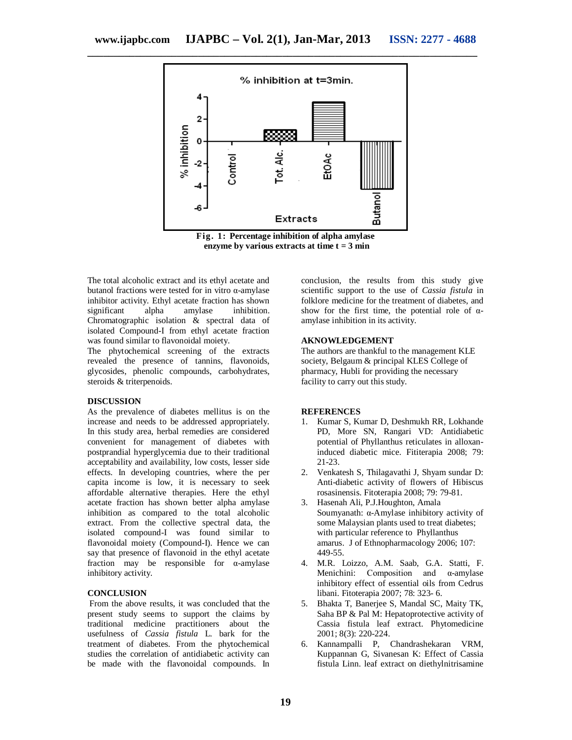Fig. 1: Percentage inhibition of alpha amylase enzyme by various extracts at time t = 3 min

The total alcoholic extract and its ethyl acetate and butanol fractions were tested for in vitro α-amylase inhibitor activity. Ethyl acetate fraction has shown significant alpha amylase inhibition. Chromatographic isolation & spectral data of isolated Compound-I from ethyl acetate fraction was found similar to flavonoidal moiety.

The phytochemical screening of the extracts revealed the presence of tannins, flavonoids, glycosides, phenolic compounds, carbohydrates, steroids & triterpenoids.

## DISCUSSION

As the prevalence of diabetes mellitus is on the increase and needs to be addressed appropriately. In this study area, herbal remedies are considered convenient for management of diabetes with postprandial hyperglycemia due to their traditional acceptability and availability, low costs, lesser side effects. In developing countries, where the per capita income is low, it is necessary to seek affordable alternative therapies. Here the ethyl acetate fraction has shown better alpha amylase inhibition as compared to the total alcoholic extract. From the collective spectral data, the isolated compound-I was found similar to flavonoidal moiety (Compound-I). Hence we can say that presence of flavonoid in the ethyl acetate fraction may be responsible for α-amylase inhibitory activity.

## CONCLUSION

From the above results, it was concluded that the present study seems to support the claims by traditional medicine practitioners about the usefulness of *Cassia fistula* L. bark for the treatment of diabetes. From the phytochemical studies the correlation of antidiabetic activity can be made with the flavonoidal compounds. In conclusion, the results from this study give scientific support to the use of *Cassia fistula* in folklore medicine for the treatment of diabetes, and show for the first time, the potential role of α-amylase inhibition in its activity.

## AKNOWLEDGEMENT

The authors are thankful to the management KLE society, Belgaum & principal KLES College of pharmacy, Hubli for providing the necessary facility to carry out this study.

## REFERENCES

1. Kumar S, Kumar D, Deshmukh RR, Lokhande PD, More SN, Rangari VD: Antidiabetic potential of Phyllanthus reticulates in alloxan-induced diabetic mice. Fititerapia 2008; 79: 21-23.
2. Venkatesh S, Thilagavathi J, Shyam sundar D: Anti-diabetic activity of flowers of Hibiscus rosasinensis. Fitoterapia 2008; 79: 79-81.
3. Hasenah Ali, P.J.Houghton, Amala Soumyanath: α-Amylase inhibitory activity of some Malaysian plants used to treat diabetes; with particular reference to Phyllanthus amarus. J of Ethnopharmacology 2006; 107: 449-55.
4. M.R. Loizzo, A.M. Saab, G.A. Statti, F. Menichini: Composition and α-amylase inhibitory effect of essential oils from Cedrus libani. Fitoterapia 2007; 78: 323- 6.
5. Bhakta T, Banerjee S, Mandal SC, Maity TK, Saha BP & Pal M: Hepatoprotective activity of Cassia fistula leaf extract. Phytomedicine 2001; 8(3): 220-224.
6. Kannampalli P, Chandrashekaran VRM, Kuppannan G, Sivanesan K: Effect of Cassia fistula Linn. leaf extract on diethylnitrisamine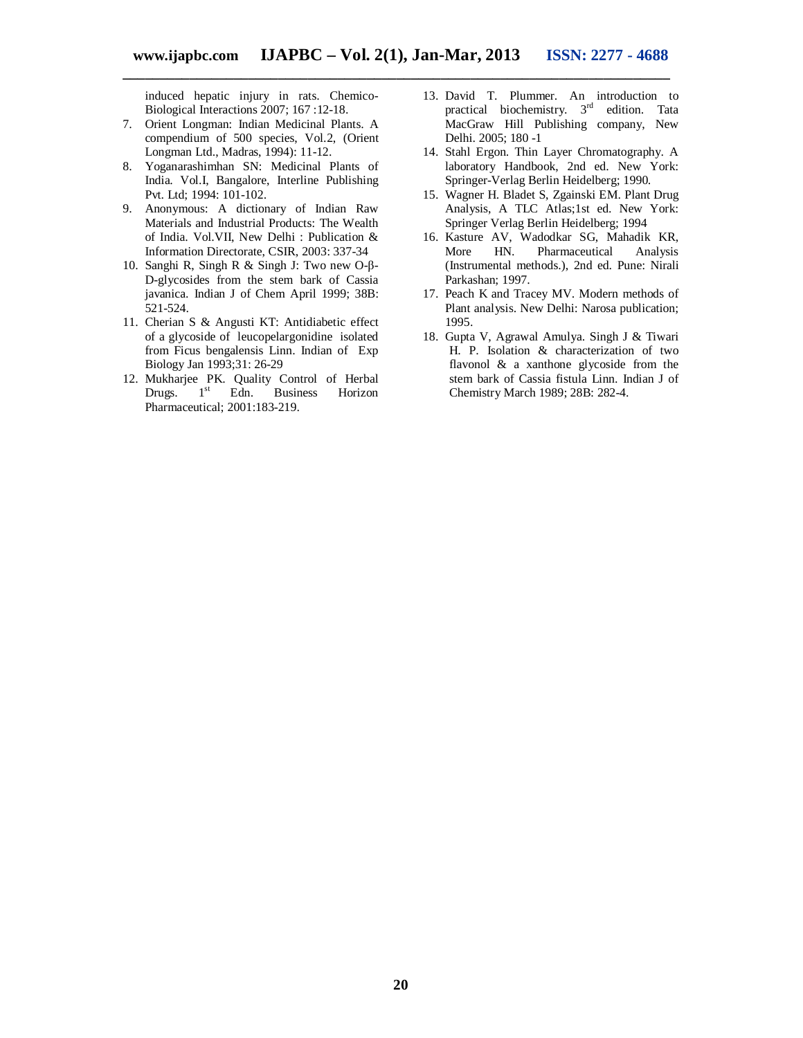induced hepatic injury in rats. Chemico-Biological Interactions 2007; 167 :12-18.

7. Orient Longman: Indian Medicinal Plants. A compendium of 500 species, Vol.2, (Orient Longman Ltd., Madras, 1994): 11-12.
8. Yoganarashimhan SN: Medicinal Plants of India. Vol.I, Bangalore, Interline Publishing Pvt. Ltd; 1994: 101-102.
9. Anonymous: A dictionary of Indian Raw Materials and Industrial Products: The Wealth of India. Vol.VII, New Delhi : Publication & Information Directorate, CSIR, 2003: 337-34
10. Sanghi R, Singh R & Singh J: Two new O-β-D-glycosides from the stem bark of Cassia javanica. Indian J of Chem April 1999; 38B: 521-524.
11. Cherian S & Angusti KT: Antidiabetic effect of a glycoside of leucopelargonidine isolated from Ficus bengalensis Linn. Indian of Exp Biology Jan 1993;31: 26-29
12. Mukharjee PK. Quality Control of Herbal Drugs. 1st Edn. Business Horizon Pharmaceutical; 2001:183-219.
13. David T. Plummer. An introduction to practical biochemistry. 3rd edition. Tata MacGraw Hill Publishing company, New Delhi. 2005; 180 -1
14. Stahl Ergon. Thin Layer Chromatography. A laboratory Handbook, 2nd ed. New York: Springer-Verlag Berlin Heidelberg; 1990.
15. Wagner H. Bladet S, Zgainski EM. Plant Drug Analysis, A TLC Atlas;1st ed. New York: Springer Verlag Berlin Heidelberg; 1994
16. Kasture AV, Wadodkar SG, Mahadik KR, More HN. Pharmaceutical Analysis (Instrumental methods.), 2nd ed. Pune: Nirali Parkashan; 1997.
17. Peach K and Tracey MV. Modern methods of Plant analysis. New Delhi: Narosa publication; 1995.
18. Gupta V, Agrawal Amulya. Singh J & Tiwari H. P. Isolation & characterization of two flavonol & a xanthone glycoside from the stem bark of Cassia fistula Linn. Indian J of Chemistry March 1989; 28B: 282-4.